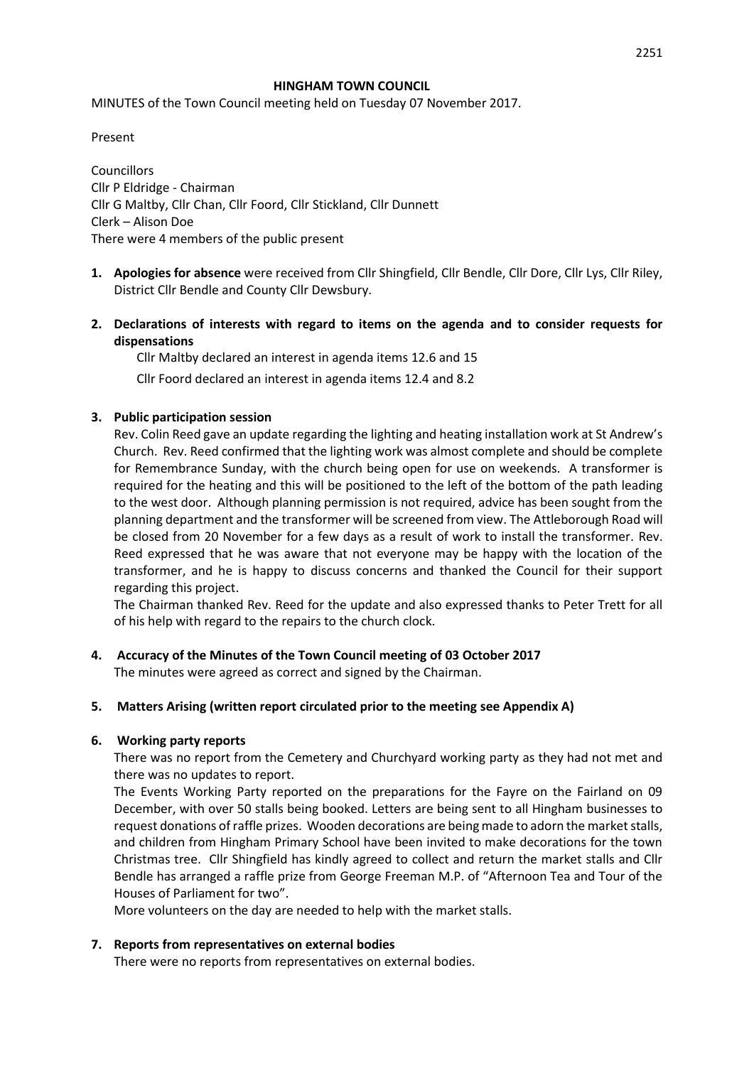# HINGHAM TOWN COUNCIL

MINUTES of the Town Council meeting held on Tuesday 07 November 2017.

Present

Councillors
Cllr P Eldridge - Chairman
Cllr G Maltby, Cllr Chan, Cllr Foord, Cllr Stickland, Cllr Dunnett
Clerk – Alison Doe
There were 4 members of the public present

1. **Apologies for absence** were received from Cllr Shingfield, Cllr Bendle, Cllr Dore, Cllr Lys, Cllr Riley, District Cllr Bendle and County Cllr Dewsbury.

2. **Declarations of interests with regard to items on the agenda and to consider requests for dispensations**

   Cllr Maltby declared an interest in agenda items 12.6 and 15

   Cllr Foord declared an interest in agenda items 12.4 and 8.2

3. **Public participation session**

   Rev. Colin Reed gave an update regarding the lighting and heating installation work at St Andrew's Church. Rev. Reed confirmed that the lighting work was almost complete and should be complete for Remembrance Sunday, with the church being open for use on weekends. A transformer is required for the heating and this will be positioned to the left of the bottom of the path leading to the west door. Although planning permission is not required, advice has been sought from the planning department and the transformer will be screened from view. The Attleborough Road will be closed from 20 November for a few days as a result of work to install the transformer. Rev. Reed expressed that he was aware that not everyone may be happy with the location of the transformer, and he is happy to discuss concerns and thanked the Council for their support regarding this project.

   The Chairman thanked Rev. Reed for the update and also expressed thanks to Peter Trett for all of his help with regard to the repairs to the church clock.

4. **Accuracy of the Minutes of the Town Council meeting of 03 October 2017**

   The minutes were agreed as correct and signed by the Chairman.

5. **Matters Arising (written report circulated prior to the meeting see Appendix A)**

6. **Working party reports**

   There was no report from the Cemetery and Churchyard working party as they had not met and there was no updates to report.

   The Events Working Party reported on the preparations for the Fayre on the Fairland on 09 December, with over 50 stalls being booked. Letters are being sent to all Hingham businesses to request donations of raffle prizes. Wooden decorations are being made to adorn the market stalls, and children from Hingham Primary School have been invited to make decorations for the town Christmas tree. Cllr Shingfield has kindly agreed to collect and return the market stalls and Cllr Bendle has arranged a raffle prize from George Freeman M.P. of "Afternoon Tea and Tour of the Houses of Parliament for two".

   More volunteers on the day are needed to help with the market stalls.

7. **Reports from representatives on external bodies**

   There were no reports from representatives on external bodies.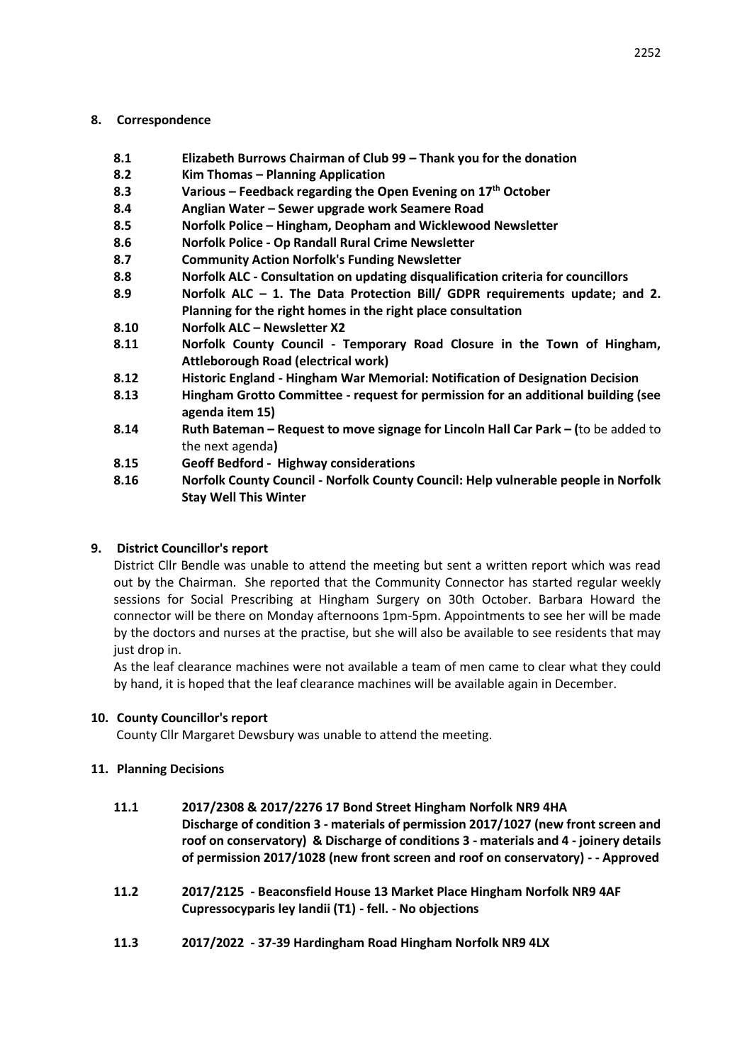## 8. Correspondence

- **8.1 Elizabeth Burrows Chairman of Club 99 – Thank you for the donation**
- **8.2 Kim Thomas – Planning Application**
- **8.3 Various – Feedback regarding the Open Evening on 17th October**
- **8.4 Anglian Water – Sewer upgrade work Seamere Road**
- **8.5 Norfolk Police – Hingham, Deopham and Wicklewood Newsletter**
- **8.6 Norfolk Police - Op Randall Rural Crime Newsletter**
- **8.7 Community Action Norfolk's Funding Newsletter**
- **8.8 Norfolk ALC - Consultation on updating disqualification criteria for councillors**
- **8.9 Norfolk ALC – 1. The Data Protection Bill/ GDPR requirements update; and 2. Planning for the right homes in the right place consultation**
- **8.10 Norfolk ALC – Newsletter X2**
- **8.11 Norfolk County Council - Temporary Road Closure in the Town of Hingham, Attleborough Road (electrical work)**
- **8.12 Historic England - Hingham War Memorial: Notification of Designation Decision**
- **8.13 Hingham Grotto Committee - request for permission for an additional building (see agenda item 15)**
- **8.14 Ruth Bateman – Request to move signage for Lincoln Hall Car Park – (**to be added to the next agenda**)**
- **8.15 Geoff Bedford - Highway considerations**
- **8.16 Norfolk County Council - Norfolk County Council: Help vulnerable people in Norfolk Stay Well This Winter**

## 9. District Councillor's report

District Cllr Bendle was unable to attend the meeting but sent a written report which was read out by the Chairman. She reported that the Community Connector has started regular weekly sessions for Social Prescribing at Hingham Surgery on 30th October. Barbara Howard the connector will be there on Monday afternoons 1pm-5pm. Appointments to see her will be made by the doctors and nurses at the practise, but she will also be available to see residents that may just drop in.

As the leaf clearance machines were not available a team of men came to clear what they could by hand, it is hoped that the leaf clearance machines will be available again in December.

## 10. County Councillor's report

County Cllr Margaret Dewsbury was unable to attend the meeting.

## 11. Planning Decisions

- **11.1 2017/2308 & 2017/2276 17 Bond Street Hingham Norfolk NR9 4HA**
  **Discharge of condition 3 - materials of permission 2017/1027 (new front screen and roof on conservatory) & Discharge of conditions 3 - materials and 4 - joinery details of permission 2017/1028 (new front screen and roof on conservatory) - - Approved**
- **11.2 2017/2125 - Beaconsfield House 13 Market Place Hingham Norfolk NR9 4AF**
  **Cupressocyparis ley landii (T1) - fell. - No objections**
- **11.3 2017/2022 - 37-39 Hardingham Road Hingham Norfolk NR9 4LX**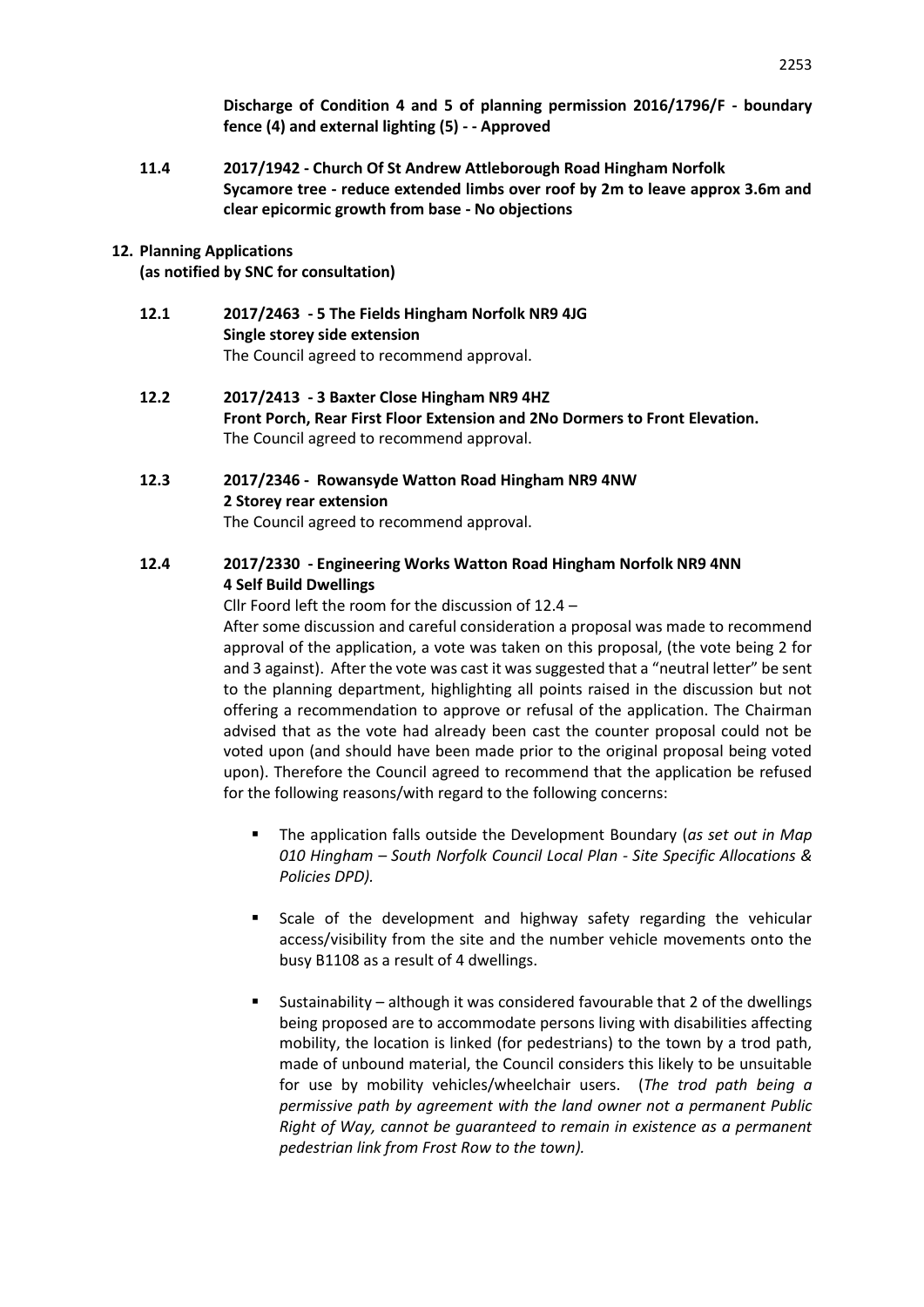**Discharge of Condition 4 and 5 of planning permission 2016/1796/F - boundary fence (4) and external lighting (5) - - Approved**

**11.4 2017/1942 - Church Of St Andrew Attleborough Road Hingham Norfolk**
**Sycamore tree - reduce extended limbs over roof by 2m to leave approx 3.6m and clear epicormic growth from base - No objections**

## 12. Planning Applications

**(as notified by SNC for consultation)**

**12.1 2017/2463 - 5 The Fields Hingham Norfolk NR9 4JG**
**Single storey side extension**
The Council agreed to recommend approval.

**12.2 2017/2413 - 3 Baxter Close Hingham NR9 4HZ**
**Front Porch, Rear First Floor Extension and 2No Dormers to Front Elevation.**
The Council agreed to recommend approval.

**12.3 2017/2346 - Rowansyde Watton Road Hingham NR9 4NW**
**2 Storey rear extension**
The Council agreed to recommend approval.

**12.4 2017/2330 - Engineering Works Watton Road Hingham Norfolk NR9 4NN**
**4 Self Build Dwellings**

Cllr Foord left the room for the discussion of 12.4 –

After some discussion and careful consideration a proposal was made to recommend approval of the application, a vote was taken on this proposal, (the vote being 2 for and 3 against). After the vote was cast it was suggested that a "neutral letter" be sent to the planning department, highlighting all points raised in the discussion but not offering a recommendation to approve or refusal of the application. The Chairman advised that as the vote had already been cast the counter proposal could not be voted upon (and should have been made prior to the original proposal being voted upon). Therefore the Council agreed to recommend that the application be refused for the following reasons/with regard to the following concerns:

- The application falls outside the Development Boundary (*as set out in Map 010 Hingham – South Norfolk Council Local Plan - Site Specific Allocations & Policies DPD).*

- Scale of the development and highway safety regarding the vehicular access/visibility from the site and the number vehicle movements onto the busy B1108 as a result of 4 dwellings.

- Sustainability – although it was considered favourable that 2 of the dwellings being proposed are to accommodate persons living with disabilities affecting mobility, the location is linked (for pedestrians) to the town by a trod path, made of unbound material, the Council considers this likely to be unsuitable for use by mobility vehicles/wheelchair users. (*The trod path being a permissive path by agreement with the land owner not a permanent Public Right of Way, cannot be guaranteed to remain in existence as a permanent pedestrian link from Frost Row to the town).*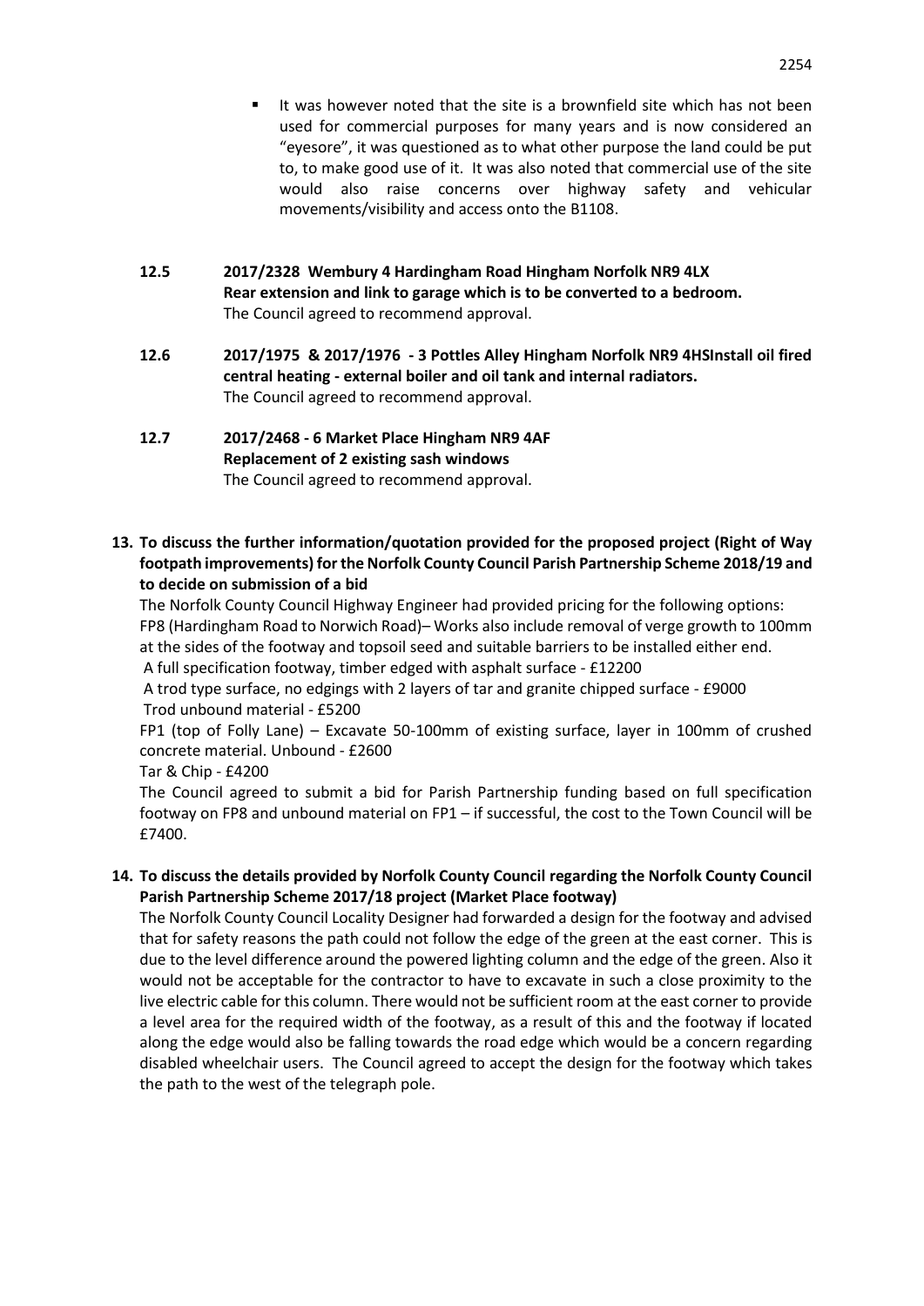- It was however noted that the site is a brownfield site which has not been used for commercial purposes for many years and is now considered an "eyesore", it was questioned as to what other purpose the land could be put to, to make good use of it. It was also noted that commercial use of the site would also raise concerns over highway safety and vehicular movements/visibility and access onto the B1108.

**12.5 2017/2328 Wembury 4 Hardingham Road Hingham Norfolk NR9 4LX**
**Rear extension and link to garage which is to be converted to a bedroom.**
The Council agreed to recommend approval.

**12.6 2017/1975 & 2017/1976 - 3 Pottles Alley Hingham Norfolk NR9 4HSInstall oil fired central heating - external boiler and oil tank and internal radiators.**
The Council agreed to recommend approval.

**12.7 2017/2468 - 6 Market Place Hingham NR9 4AF**
**Replacement of 2 existing sash windows**
The Council agreed to recommend approval.

**13. To discuss the further information/quotation provided for the proposed project (Right of Way footpath improvements) for the Norfolk County Council Parish Partnership Scheme 2018/19 and to decide on submission of a bid**

The Norfolk County Council Highway Engineer had provided pricing for the following options:
FP8 (Hardingham Road to Norwich Road)– Works also include removal of verge growth to 100mm at the sides of the footway and topsoil seed and suitable barriers to be installed either end.
A full specification footway, timber edged with asphalt surface - £12200
A trod type surface, no edgings with 2 layers of tar and granite chipped surface - £9000
Trod unbound material - £5200
FP1 (top of Folly Lane) – Excavate 50-100mm of existing surface, layer in 100mm of crushed concrete material. Unbound - £2600
Tar & Chip - £4200
The Council agreed to submit a bid for Parish Partnership funding based on full specification footway on FP8 and unbound material on FP1 – if successful, the cost to the Town Council will be £7400.

**14. To discuss the details provided by Norfolk County Council regarding the Norfolk County Council Parish Partnership Scheme 2017/18 project (Market Place footway)**

The Norfolk County Council Locality Designer had forwarded a design for the footway and advised that for safety reasons the path could not follow the edge of the green at the east corner. This is due to the level difference around the powered lighting column and the edge of the green. Also it would not be acceptable for the contractor to have to excavate in such a close proximity to the live electric cable for this column. There would not be sufficient room at the east corner to provide a level area for the required width of the footway, as a result of this and the footway if located along the edge would also be falling towards the road edge which would be a concern regarding disabled wheelchair users. The Council agreed to accept the design for the footway which takes the path to the west of the telegraph pole.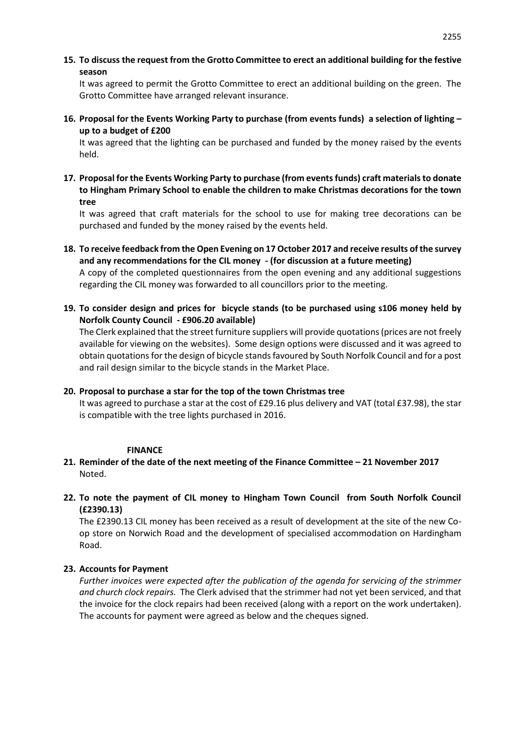**15. To discuss the request from the Grotto Committee to erect an additional building for the festive season**

It was agreed to permit the Grotto Committee to erect an additional building on the green. The Grotto Committee have arranged relevant insurance.

**16. Proposal for the Events Working Party to purchase (from events funds) a selection of lighting – up to a budget of £200**

It was agreed that the lighting can be purchased and funded by the money raised by the events held.

**17. Proposal for the Events Working Party to purchase (from events funds) craft materials to donate to Hingham Primary School to enable the children to make Christmas decorations for the town tree**

It was agreed that craft materials for the school to use for making tree decorations can be purchased and funded by the money raised by the events held.

**18. To receive feedback from the Open Evening on 17 October 2017 and receive results of the survey and any recommendations for the CIL money - (for discussion at a future meeting)**

A copy of the completed questionnaires from the open evening and any additional suggestions regarding the CIL money was forwarded to all councillors prior to the meeting.

**19. To consider design and prices for bicycle stands (to be purchased using s106 money held by Norfolk County Council - £906.20 available)**

The Clerk explained that the street furniture suppliers will provide quotations (prices are not freely available for viewing on the websites). Some design options were discussed and it was agreed to obtain quotations for the design of bicycle stands favoured by South Norfolk Council and for a post and rail design similar to the bicycle stands in the Market Place.

**20. Proposal to purchase a star for the top of the town Christmas tree**

It was agreed to purchase a star at the cost of £29.16 plus delivery and VAT (total £37.98), the star is compatible with the tree lights purchased in 2016.

**FINANCE**

**21. Reminder of the date of the next meeting of the Finance Committee – 21 November 2017**

Noted.

**22. To note the payment of CIL money to Hingham Town Council from South Norfolk Council (£2390.13)**

The £2390.13 CIL money has been received as a result of development at the site of the new Co-op store on Norwich Road and the development of specialised accommodation on Hardingham Road.

**23. Accounts for Payment**

*Further invoices were expected after the publication of the agenda for servicing of the strimmer and church clock repairs.* The Clerk advised that the strimmer had not yet been serviced, and that the invoice for the clock repairs had been received (along with a report on the work undertaken). The accounts for payment were agreed as below and the cheques signed.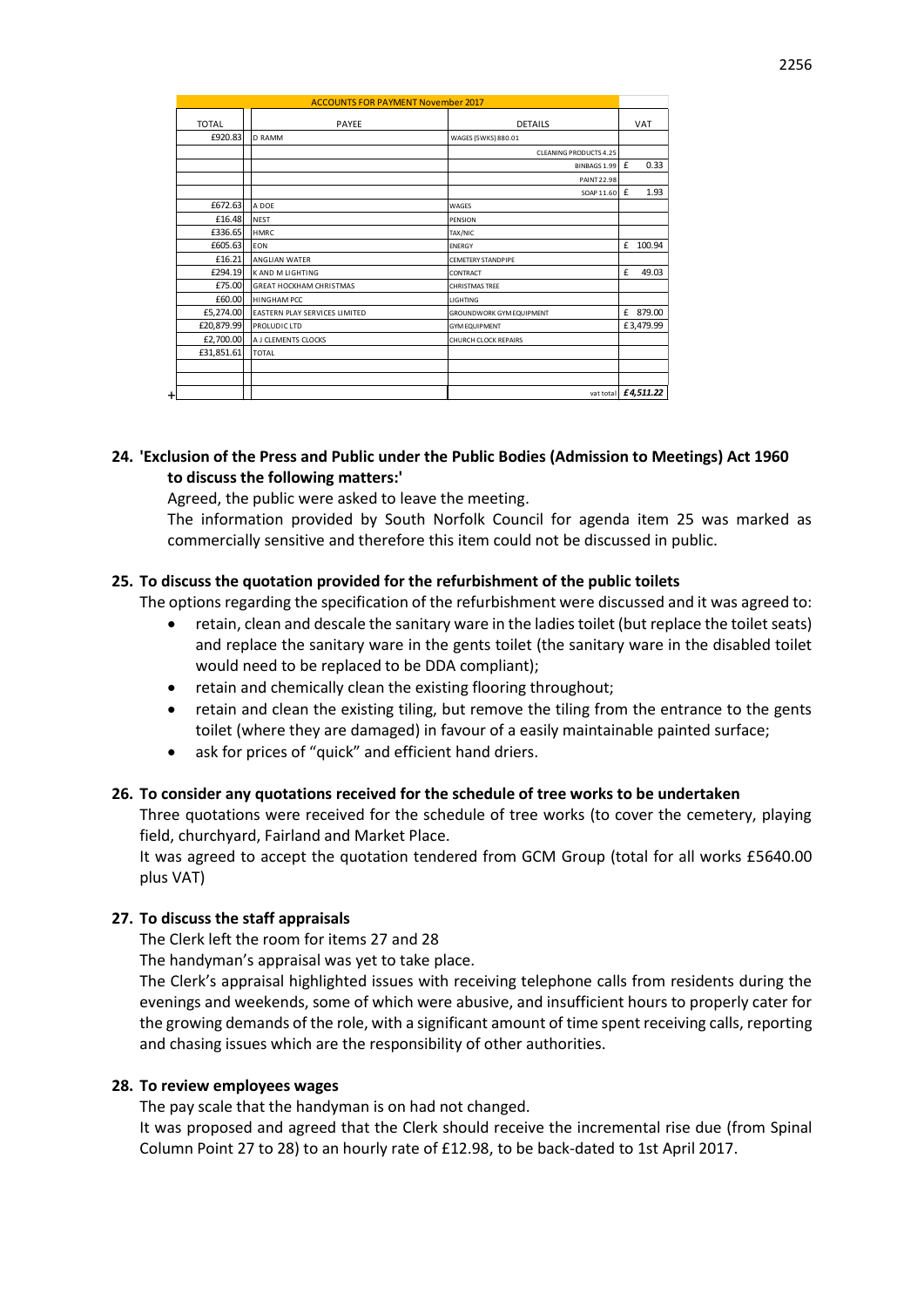| ACCOUNTS FOR PAYMENT November 2017 | | | |
|---|---|---|---|
| TOTAL | PAYEE | DETAILS | VAT |
| £920.83 | D RAMM | WAGES (5WKS) 880.01 | |
| | | CLEANING PRODUCTS 4.25 | |
| | | BINBAGS 1.99 | £ 0.33 |
| | | PAINT 22.98 | |
| | | SOAP 11.60 | £ 1.93 |
| £672.63 | A DOE | WAGES | |
| £16.48 | NEST | PENSION | |
| £336.65 | HMRC | TAX/NIC | |
| £605.63 | EON | ENERGY | £ 100.94 |
| £16.21 | ANGLIAN WATER | CEMETERY STANDPIPE | |
| £294.19 | K AND M LIGHTING | CONTRACT | £ 49.03 |
| £75.00 | GREAT HOCKHAM CHRISTMAS | CHRISTMAS TREE | |
| £60.00 | HINGHAM PCC | LIGHTING | |
| £5,274.00 | EASTERN PLAY SERVICES LIMITED | GROUNDWORK GYM EQUIPMENT | £ 879.00 |
| £20,879.99 | PROLUDIC LTD | GYM EQUIPMENT | £3,479.99 |
| £2,700.00 | A J CLEMENTS CLOCKS | CHURCH CLOCK REPAIRS | |
| £31,851.61 | TOTAL | | |
| | | | |
| | | | |
| | | vat total | ***£4,511.22*** |

**24. 'Exclusion of the Press and Public under the Public Bodies (Admission to Meetings) Act 1960 to discuss the following matters:'**

Agreed, the public were asked to leave the meeting.

The information provided by South Norfolk Council for agenda item 25 was marked as commercially sensitive and therefore this item could not be discussed in public.

**25. To discuss the quotation provided for the refurbishment of the public toilets**

The options regarding the specification of the refurbishment were discussed and it was agreed to:

- retain, clean and descale the sanitary ware in the ladies toilet (but replace the toilet seats) and replace the sanitary ware in the gents toilet (the sanitary ware in the disabled toilet would need to be replaced to be DDA compliant);
- retain and chemically clean the existing flooring throughout;
- retain and clean the existing tiling, but remove the tiling from the entrance to the gents toilet (where they are damaged) in favour of a easily maintainable painted surface;
- ask for prices of "quick" and efficient hand driers.

**26. To consider any quotations received for the schedule of tree works to be undertaken**

Three quotations were received for the schedule of tree works (to cover the cemetery, playing field, churchyard, Fairland and Market Place.

It was agreed to accept the quotation tendered from GCM Group (total for all works £5640.00 plus VAT)

**27. To discuss the staff appraisals**

The Clerk left the room for items 27 and 28

The handyman's appraisal was yet to take place.

The Clerk's appraisal highlighted issues with receiving telephone calls from residents during the evenings and weekends, some of which were abusive, and insufficient hours to properly cater for the growing demands of the role, with a significant amount of time spent receiving calls, reporting and chasing issues which are the responsibility of other authorities.

**28. To review employees wages**

The pay scale that the handyman is on had not changed.

It was proposed and agreed that the Clerk should receive the incremental rise due (from Spinal Column Point 27 to 28) to an hourly rate of £12.98, to be back-dated to 1st April 2017.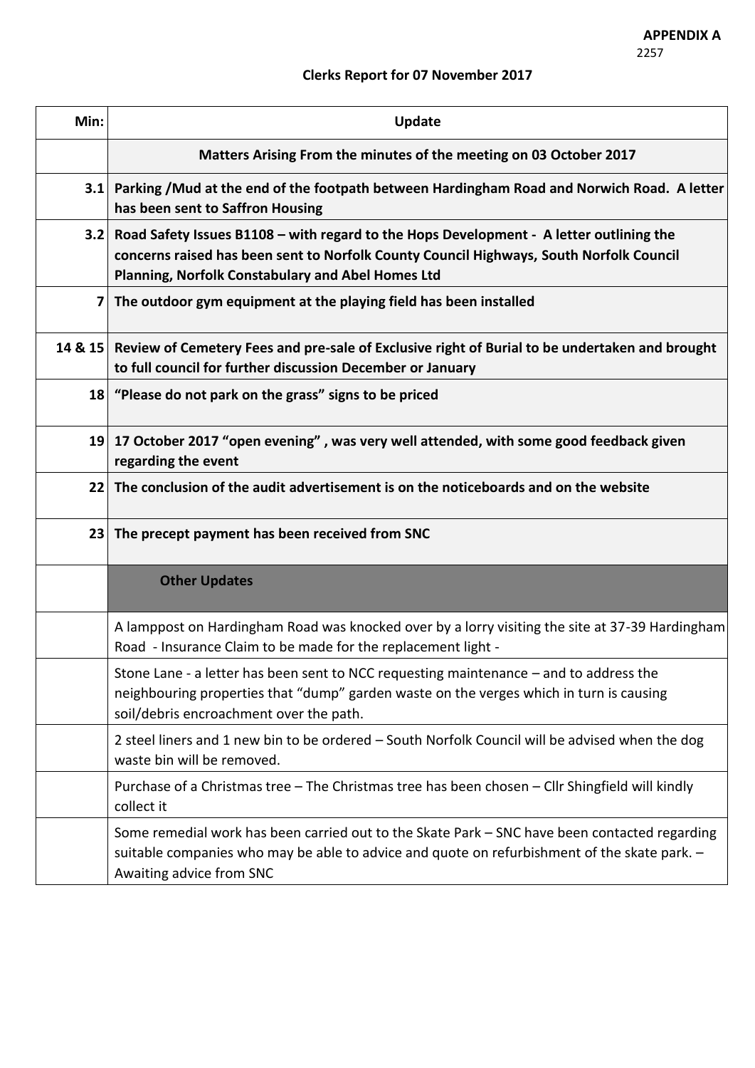**APPENDIX A**

2257

## Clerks Report for 07 November 2017

| Min: | Update |
|---|---|
| | **Matters Arising From the minutes of the meeting on 03 October 2017** |
| 3.1 | **Parking /Mud at the end of the footpath between Hardingham Road and Norwich Road. A letter has been sent to Saffron Housing** |
| 3.2 | **Road Safety Issues B1108 – with regard to the Hops Development - A letter outlining the concerns raised has been sent to Norfolk County Council Highways, South Norfolk Council Planning, Norfolk Constabulary and Abel Homes Ltd** |
| 7 | **The outdoor gym equipment at the playing field has been installed** |
| 14 & 15 | **Review of Cemetery Fees and pre-sale of Exclusive right of Burial to be undertaken and brought to full council for further discussion December or January** |
| 18 | **"Please do not park on the grass" signs to be priced** |
| 19 | **17 October 2017 "open evening" , was very well attended, with some good feedback given regarding the event** |
| 22 | **The conclusion of the audit advertisement is on the noticeboards and on the website** |
| 23 | **The precept payment has been received from SNC** |
| | **Other Updates** |
| | A lamppost on Hardingham Road was knocked over by a lorry visiting the site at 37-39 Hardingham Road - Insurance Claim to be made for the replacement light - |
| | Stone Lane - a letter has been sent to NCC requesting maintenance – and to address the neighbouring properties that "dump" garden waste on the verges which in turn is causing soil/debris encroachment over the path. |
| | 2 steel liners and 1 new bin to be ordered – South Norfolk Council will be advised when the dog waste bin will be removed. |
| | Purchase of a Christmas tree – The Christmas tree has been chosen – Cllr Shingfield will kindly collect it |
| | Some remedial work has been carried out to the Skate Park – SNC have been contacted regarding suitable companies who may be able to advice and quote on refurbishment of the skate park. – Awaiting advice from SNC |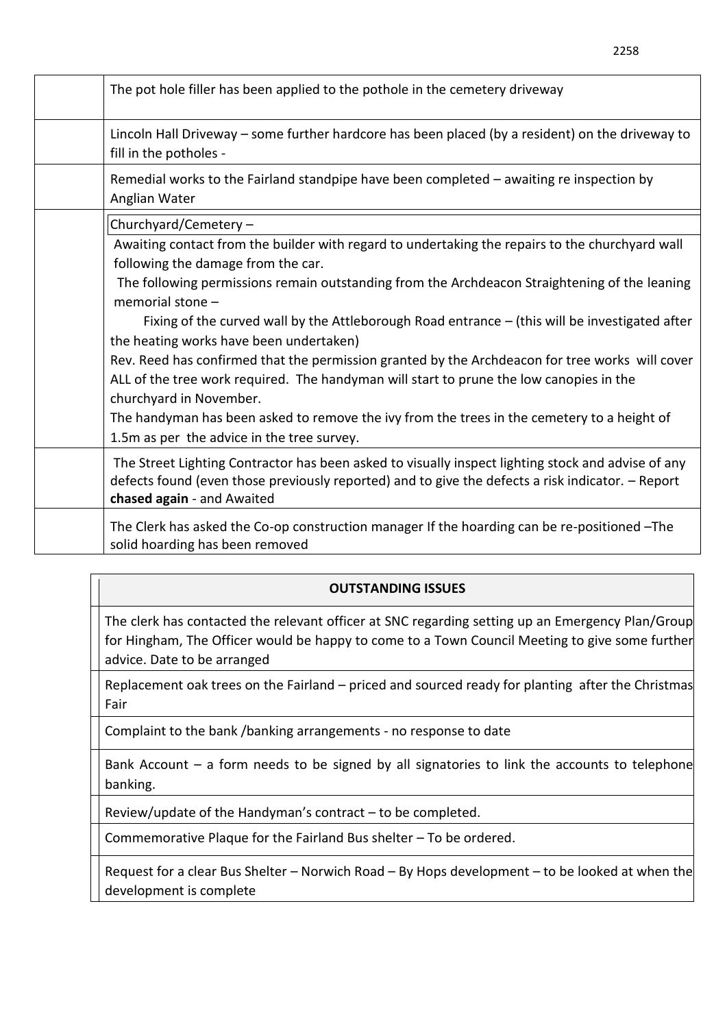| | |
|---|---|
| | The pot hole filler has been applied to the pothole in the cemetery driveway |
| | Lincoln Hall Driveway – some further hardcore has been placed (by a resident) on the driveway to fill in the potholes - |
| | Remedial works to the Fairland standpipe have been completed – awaiting re inspection by Anglian Water |
| | Churchyard/Cemetery – <br>Awaiting contact from the builder with regard to undertaking the repairs to the churchyard wall following the damage from the car.<br>The following permissions remain outstanding from the Archdeacon Straightening of the leaning memorial stone –<br>Fixing of the curved wall by the Attleborough Road entrance – (this will be investigated after the heating works have been undertaken)<br>Rev. Reed has confirmed that the permission granted by the Archdeacon for tree works will cover ALL of the tree work required. The handyman will start to prune the low canopies in the churchyard in November.<br>The handyman has been asked to remove the ivy from the trees in the cemetery to a height of 1.5m as per the advice in the tree survey. |
| | The Street Lighting Contractor has been asked to visually inspect lighting stock and advise of any defects found (even those previously reported) and to give the defects a risk indicator. – Report **chased again** - and Awaited |
| | The Clerk has asked the Co-op construction manager If the hoarding can be re-positioned –The solid hoarding has been removed |

| | **OUTSTANDING ISSUES** |
|---|---|
| | The clerk has contacted the relevant officer at SNC regarding setting up an Emergency Plan/Group for Hingham, The Officer would be happy to come to a Town Council Meeting to give some further advice. Date to be arranged |
| | Replacement oak trees on the Fairland – priced and sourced ready for planting after the Christmas Fair |
| | Complaint to the bank /banking arrangements - no response to date |
| | Bank Account – a form needs to be signed by all signatories to link the accounts to telephone banking. |
| | Review/update of the Handyman's contract – to be completed. |
| | Commemorative Plaque for the Fairland Bus shelter – To be ordered. |
| | Request for a clear Bus Shelter – Norwich Road – By Hops development – to be looked at when the development is complete |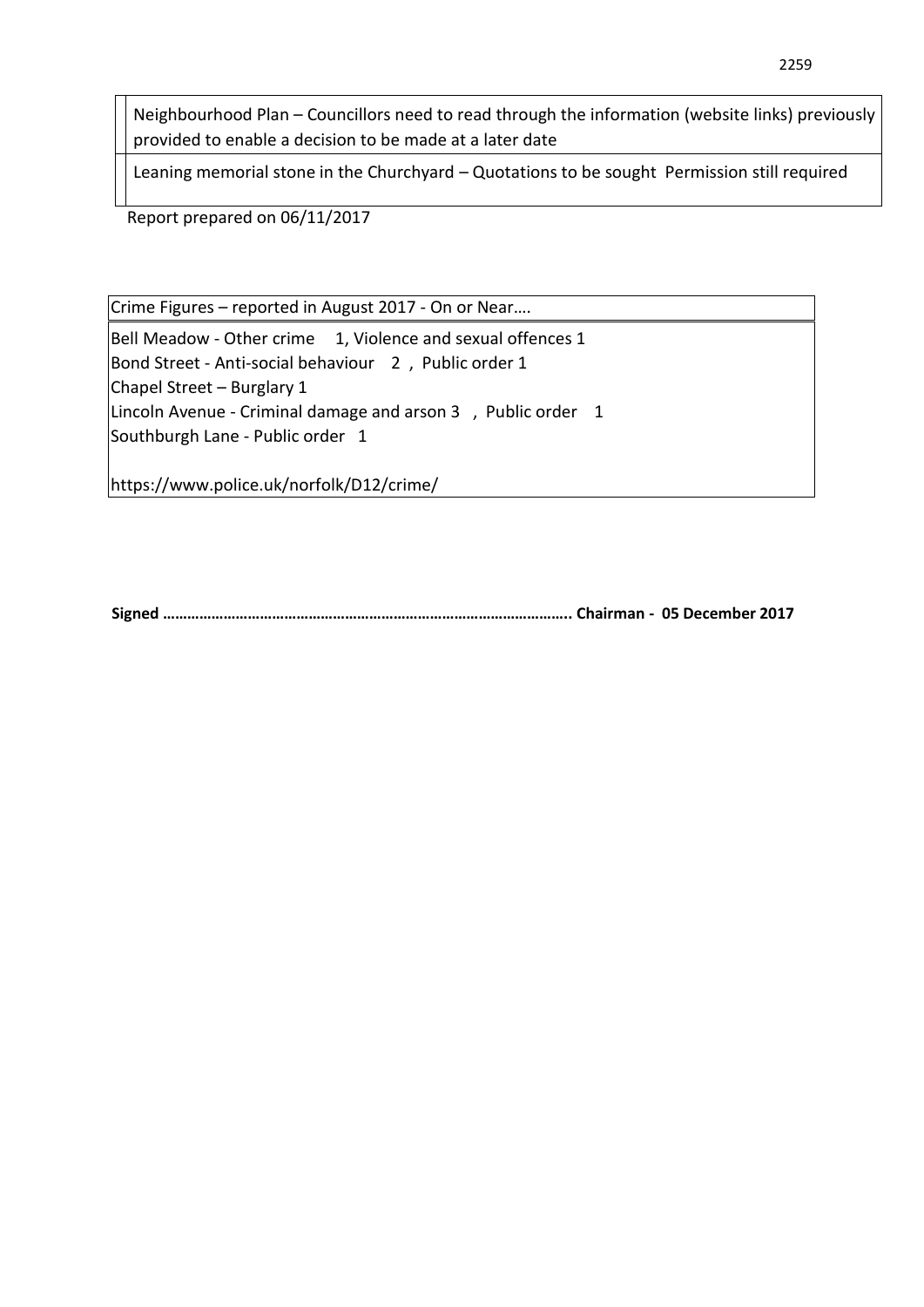| | |
|---|---|
| | Neighbourhood Plan – Councillors need to read through the information (website links) previously provided to enable a decision to be made at a later date |
| | Leaning memorial stone in the Churchyard – Quotations to be sought Permission still required |

Report prepared on 06/11/2017

| Crime Figures – reported in August 2017 - On or Near…. |
|---|
| Bell Meadow - Other crime 1, Violence and sexual offences 1<br>Bond Street - Anti-social behaviour 2 , Public order 1<br>Chapel Street – Burglary 1<br>Lincoln Avenue - Criminal damage and arson 3 , Public order 1<br>Southburgh Lane - Public order 1<br><br>https://www.police.uk/norfolk/D12/crime/ |

**Signed ……………………………………………………………………………………….. Chairman - 05 December 2017**